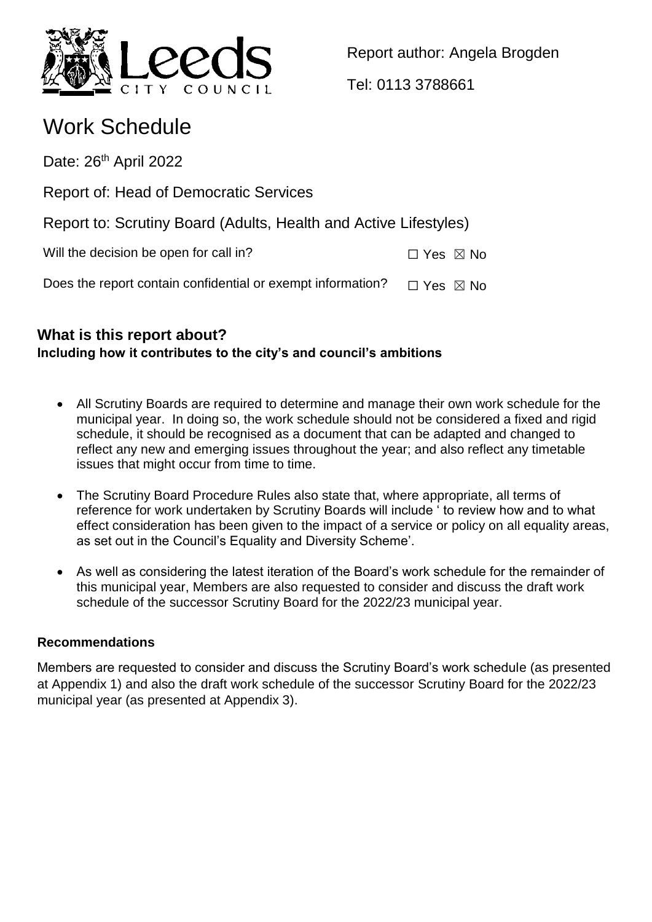Report author: Angela Brogden

Tel: 0113 3788661

# Work Schedule

Date: 26th April 2022

Report of: Head of Democratic Services

Report to: Scrutiny Board (Adults, Health and Active Lifestyles)

Will the decision be open for call in? ☐ Yes ☒ No

Does the report contain confidential or exempt information? ☐ Yes ☒ No

## What is this report about?

**Including how it contributes to the city's and council's ambitions**

- All Scrutiny Boards are required to determine and manage their own work schedule for the municipal year. In doing so, the work schedule should not be considered a fixed and rigid schedule, it should be recognised as a document that can be adapted and changed to reflect any new and emerging issues throughout the year; and also reflect any timetable issues that might occur from time to time.
- The Scrutiny Board Procedure Rules also state that, where appropriate, all terms of reference for work undertaken by Scrutiny Boards will include ' to review how and to what effect consideration has been given to the impact of a service or policy on all equality areas, as set out in the Council's Equality and Diversity Scheme'.
- As well as considering the latest iteration of the Board's work schedule for the remainder of this municipal year, Members are also requested to consider and discuss the draft work schedule of the successor Scrutiny Board for the 2022/23 municipal year.

### Recommendations

Members are requested to consider and discuss the Scrutiny Board's work schedule (as presented at Appendix 1) and also the draft work schedule of the successor Scrutiny Board for the 2022/23 municipal year (as presented at Appendix 3).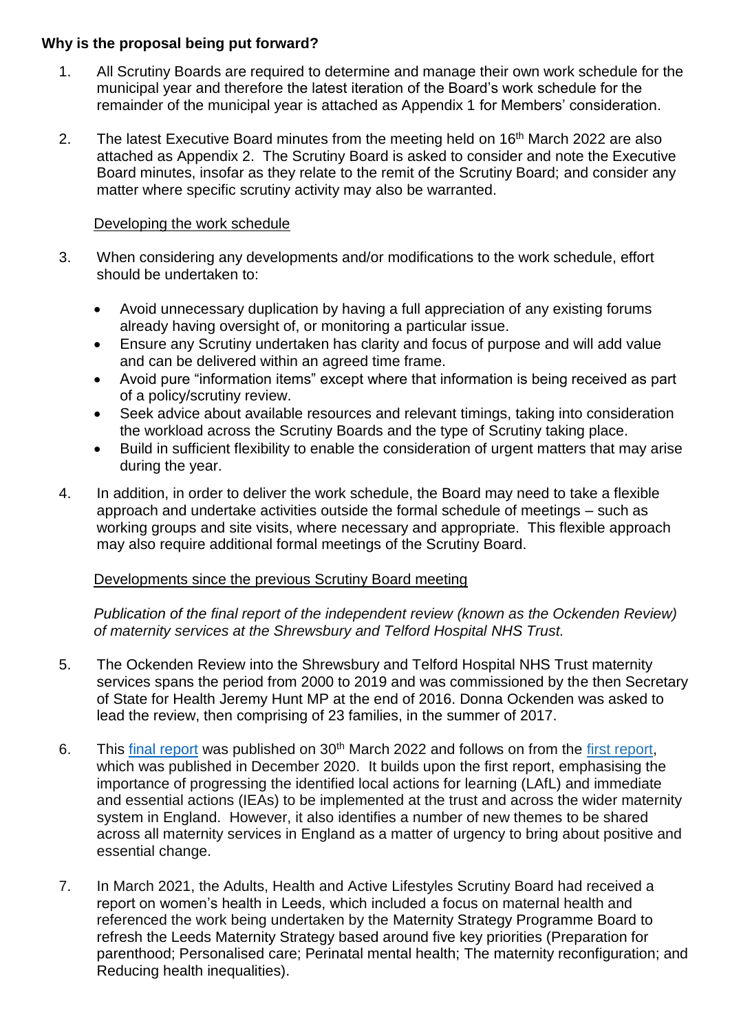**Why is the proposal being put forward?**

1. All Scrutiny Boards are required to determine and manage their own work schedule for the municipal year and therefore the latest iteration of the Board's work schedule for the remainder of the municipal year is attached as Appendix 1 for Members' consideration.

2. The latest Executive Board minutes from the meeting held on 16th March 2022 are also attached as Appendix 2. The Scrutiny Board is asked to consider and note the Executive Board minutes, insofar as they relate to the remit of the Scrutiny Board; and consider any matter where specific scrutiny activity may also be warranted.

<u>Developing the work schedule</u>

3. When considering any developments and/or modifications to the work schedule, effort should be undertaken to:

   - Avoid unnecessary duplication by having a full appreciation of any existing forums already having oversight of, or monitoring a particular issue.
   - Ensure any Scrutiny undertaken has clarity and focus of purpose and will add value and can be delivered within an agreed time frame.
   - Avoid pure "information items" except where that information is being received as part of a policy/scrutiny review.
   - Seek advice about available resources and relevant timings, taking into consideration the workload across the Scrutiny Boards and the type of Scrutiny taking place.
   - Build in sufficient flexibility to enable the consideration of urgent matters that may arise during the year.

4. In addition, in order to deliver the work schedule, the Board may need to take a flexible approach and undertake activities outside the formal schedule of meetings – such as working groups and site visits, where necessary and appropriate. This flexible approach may also require additional formal meetings of the Scrutiny Board.

<u>Developments since the previous Scrutiny Board meeting</u>

*Publication of the final report of the independent review (known as the Ockenden Review) of maternity services at the Shrewsbury and Telford Hospital NHS Trust.*

5. The Ockenden Review into the Shrewsbury and Telford Hospital NHS Trust maternity services spans the period from 2000 to 2019 and was commissioned by the then Secretary of State for Health Jeremy Hunt MP at the end of 2016. Donna Ockenden was asked to lead the review, then comprising of 23 families, in the summer of 2017.

6. This final report was published on 30th March 2022 and follows on from the first report, which was published in December 2020. It builds upon the first report, emphasising the importance of progressing the identified local actions for learning (LAfL) and immediate and essential actions (IEAs) to be implemented at the trust and across the wider maternity system in England. However, it also identifies a number of new themes to be shared across all maternity services in England as a matter of urgency to bring about positive and essential change.

7. In March 2021, the Adults, Health and Active Lifestyles Scrutiny Board had received a report on women's health in Leeds, which included a focus on maternal health and referenced the work being undertaken by the Maternity Strategy Programme Board to refresh the Leeds Maternity Strategy based around five key priorities (Preparation for parenthood; Personalised care; Perinatal mental health; The maternity reconfiguration; and Reducing health inequalities).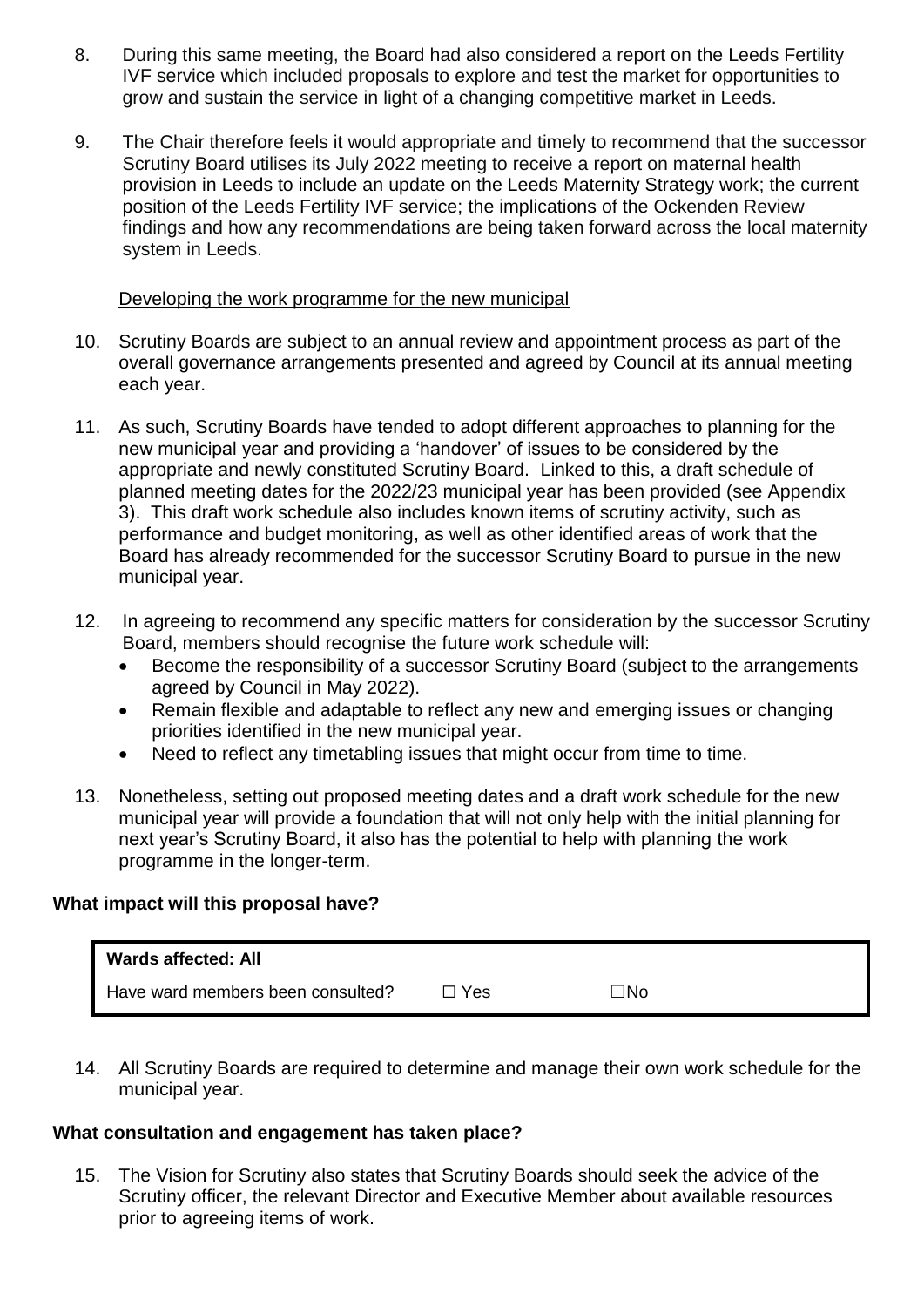8. During this same meeting, the Board had also considered a report on the Leeds Fertility IVF service which included proposals to explore and test the market for opportunities to grow and sustain the service in light of a changing competitive market in Leeds.

9. The Chair therefore feels it would appropriate and timely to recommend that the successor Scrutiny Board utilises its July 2022 meeting to receive a report on maternal health provision in Leeds to include an update on the Leeds Maternity Strategy work; the current position of the Leeds Fertility IVF service; the implications of the Ockenden Review findings and how any recommendations are being taken forward across the local maternity system in Leeds.

Developing the work programme for the new municipal

10. Scrutiny Boards are subject to an annual review and appointment process as part of the overall governance arrangements presented and agreed by Council at its annual meeting each year.

11. As such, Scrutiny Boards have tended to adopt different approaches to planning for the new municipal year and providing a 'handover' of issues to be considered by the appropriate and newly constituted Scrutiny Board. Linked to this, a draft schedule of planned meeting dates for the 2022/23 municipal year has been provided (see Appendix 3). This draft work schedule also includes known items of scrutiny activity, such as performance and budget monitoring, as well as other identified areas of work that the Board has already recommended for the successor Scrutiny Board to pursue in the new municipal year.

12. In agreeing to recommend any specific matters for consideration by the successor Scrutiny Board, members should recognise the future work schedule will:
    - Become the responsibility of a successor Scrutiny Board (subject to the arrangements agreed by Council in May 2022).
    - Remain flexible and adaptable to reflect any new and emerging issues or changing priorities identified in the new municipal year.
    - Need to reflect any timetabling issues that might occur from time to time.

13. Nonetheless, setting out proposed meeting dates and a draft work schedule for the new municipal year will provide a foundation that will not only help with the initial planning for next year's Scrutiny Board, it also has the potential to help with planning the work programme in the longer-term.

**What impact will this proposal have?**

| **Wards affected: All** | | |
|---|---|---|
| Have ward members been consulted? | ☐ Yes | ☐No |

14. All Scrutiny Boards are required to determine and manage their own work schedule for the municipal year.

**What consultation and engagement has taken place?**

15. The Vision for Scrutiny also states that Scrutiny Boards should seek the advice of the Scrutiny officer, the relevant Director and Executive Member about available resources prior to agreeing items of work.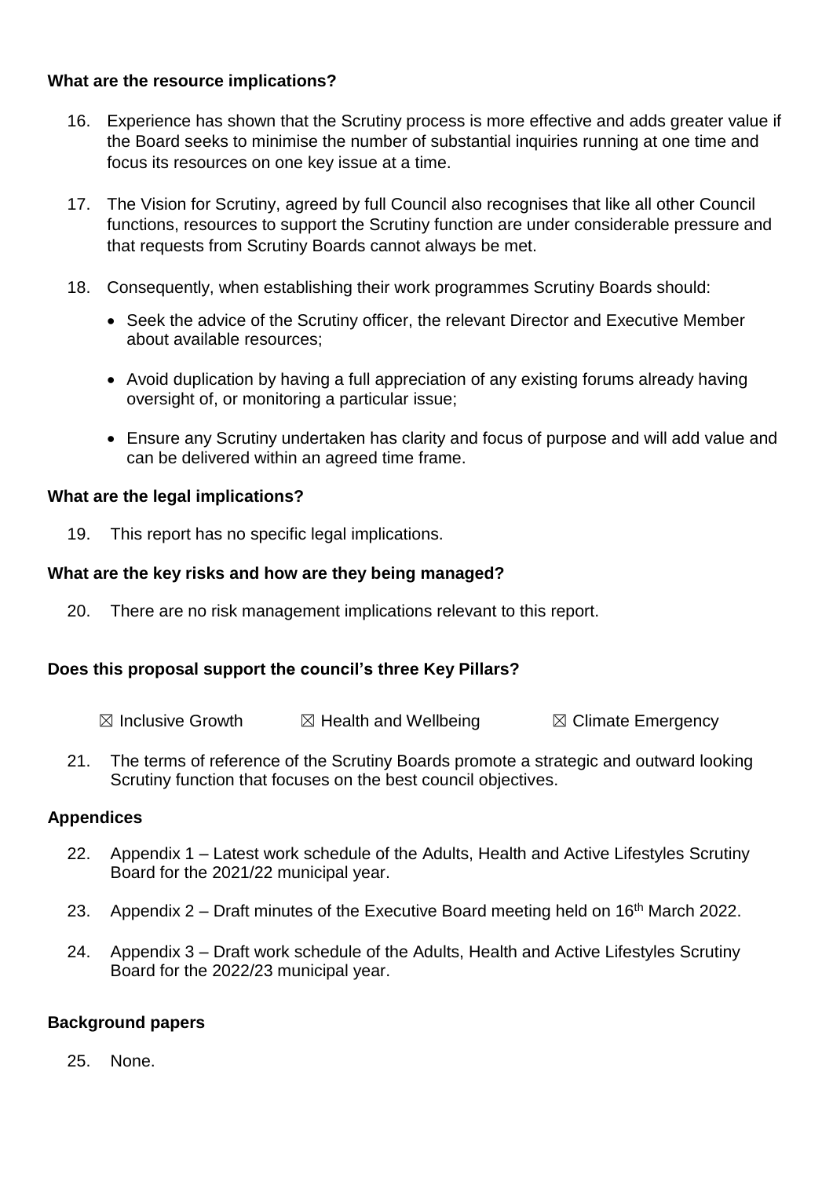**What are the resource implications?**

16. Experience has shown that the Scrutiny process is more effective and adds greater value if the Board seeks to minimise the number of substantial inquiries running at one time and focus its resources on one key issue at a time.

17. The Vision for Scrutiny, agreed by full Council also recognises that like all other Council functions, resources to support the Scrutiny function are under considerable pressure and that requests from Scrutiny Boards cannot always be met.

18. Consequently, when establishing their work programmes Scrutiny Boards should:

    - Seek the advice of the Scrutiny officer, the relevant Director and Executive Member about available resources;

    - Avoid duplication by having a full appreciation of any existing forums already having oversight of, or monitoring a particular issue;

    - Ensure any Scrutiny undertaken has clarity and focus of purpose and will add value and can be delivered within an agreed time frame.

**What are the legal implications?**

19. This report has no specific legal implications.

**What are the key risks and how are they being managed?**

20. There are no risk management implications relevant to this report.

**Does this proposal support the council's three Key Pillars?**

☒ Inclusive Growth ☒ Health and Wellbeing ☒ Climate Emergency

21. The terms of reference of the Scrutiny Boards promote a strategic and outward looking Scrutiny function that focuses on the best council objectives.

**Appendices**

22. Appendix 1 – Latest work schedule of the Adults, Health and Active Lifestyles Scrutiny Board for the 2021/22 municipal year.

23. Appendix 2 – Draft minutes of the Executive Board meeting held on 16th March 2022.

24. Appendix 3 – Draft work schedule of the Adults, Health and Active Lifestyles Scrutiny Board for the 2022/23 municipal year.

**Background papers**

25. None.